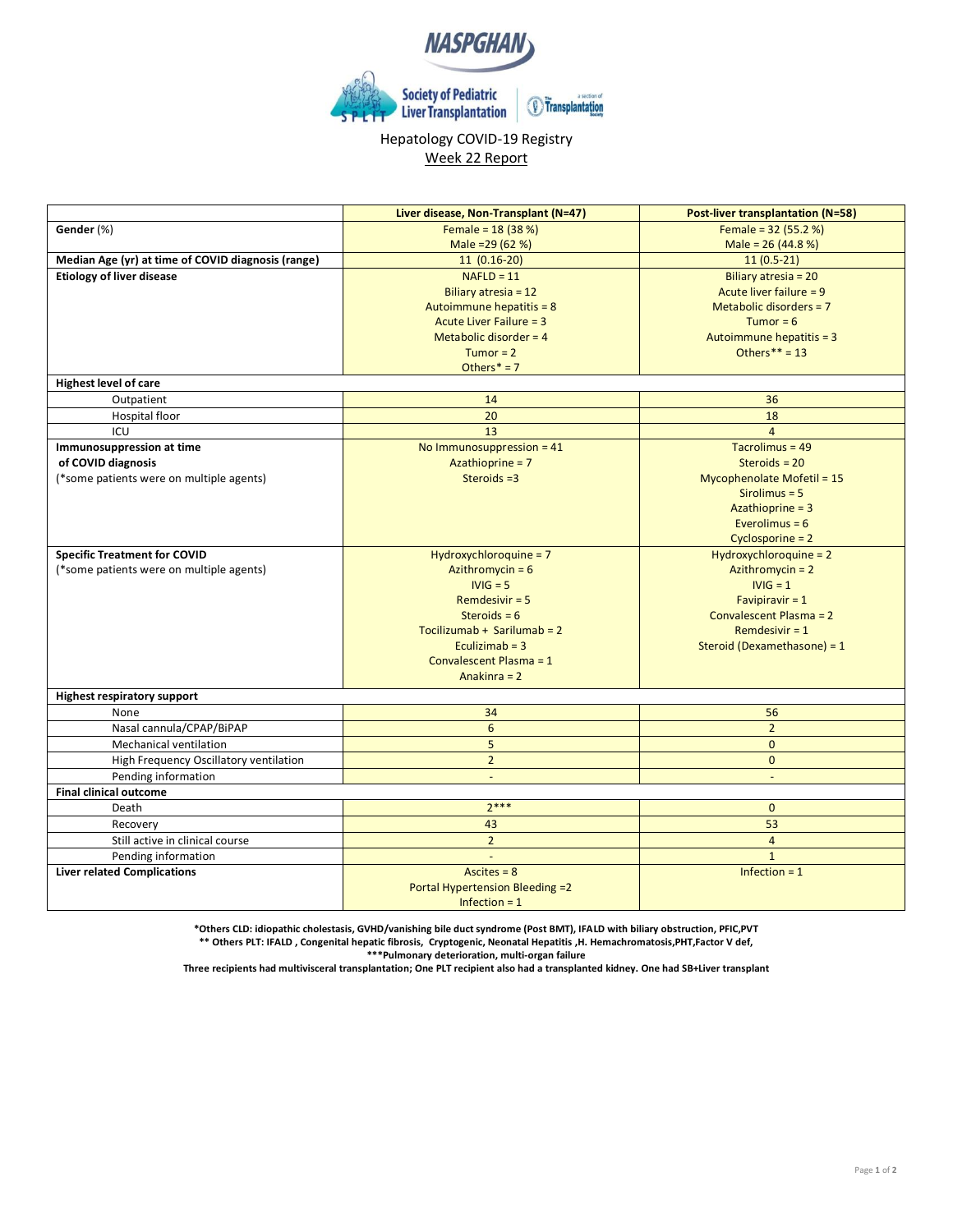NASPGHAN

Society of Pediatric Liver Transplantation — a section of The Transplantation Society

# Hepatology COVID-19 Registry

## Week 22 Report

| | Liver disease, Non-Transplant (N=47) | Post-liver transplantation (N=58) |
|---|---|---|
| **Gender** (%) | Female = 18 (38 %)<br>Male =29 (62 %) | Female = 32 (55.2 %)<br>Male = 26 (44.8 %) |
| **Median Age (yr) at time of COVID diagnosis (range)** | 11 (0.16-20) | 11 (0.5-21) |
| **Etiology of liver disease** | NAFLD = 11<br>Biliary atresia = 12<br>Autoimmune hepatitis = 8<br>Acute Liver Failure = 3<br>Metabolic disorder = 4<br>Tumor = 2<br>Others* = 7 | Biliary atresia = 20<br>Acute liver failure = 9<br>Metabolic disorders = 7<br>Tumor = 6<br>Autoimmune hepatitis = 3<br>Others** = 13 |
| **Highest level of care** | | |
| Outpatient | 14 | 36 |
| Hospital floor | 20 | 18 |
| ICU | 13 | 4 |
| **Immunosuppression at time of COVID diagnosis**<br>(*some patients were on multiple agents) | No Immunosuppression = 41<br>Azathioprine = 7<br>Steroids =3 | Tacrolimus = 49<br>Steroids = 20<br>Mycophenolate Mofetil = 15<br>Sirolimus = 5<br>Azathioprine = 3<br>Everolimus = 6<br>Cyclosporine = 2 |
| **Specific Treatment for COVID**<br>(*some patients were on multiple agents) | Hydroxychloroquine = 7<br>Azithromycin = 6<br>IVIG = 5<br>Remdesivir = 5<br>Steroids = 6<br>Tocilizumab + Sarilumab = 2<br>Eculizimab = 3<br>Convalescent Plasma = 1<br>Anakinra = 2 | Hydroxychloroquine = 2<br>Azithromycin = 2<br>IVIG = 1<br>Favipiravir = 1<br>Convalescent Plasma = 2<br>Remdesivir = 1<br>Steroid (Dexamethasone) = 1 |
| **Highest respiratory support** | | |
| None | 34 | 56 |
| Nasal cannula/CPAP/BiPAP | 6 | 2 |
| Mechanical ventilation | 5 | 0 |
| High Frequency Oscillatory ventilation | 2 | 0 |
| Pending information | - | - |
| **Final clinical outcome** | | |
| Death | 2*** | 0 |
| Recovery | 43 | 53 |
| Still active in clinical course | 2 | 4 |
| Pending information | - | 1 |
| **Liver related Complications** | Ascites = 8<br>Portal Hypertension Bleeding =2<br>Infection = 1 | Infection = 1 |

**\*Others CLD: idiopathic cholestasis, GVHD/vanishing bile duct syndrome (Post BMT), IFALD with biliary obstruction, PFIC,PVT**

**\*\* Others PLT: IFALD , Congenital hepatic fibrosis, Cryptogenic, Neonatal Hepatitis ,H. Hemachromatosis,PHT,Factor V def,**

**\*\*\*Pulmonary deterioration, multi-organ failure**

**Three recipients had multivisceral transplantation; One PLT recipient also had a transplanted kidney. One had SB+Liver transplant**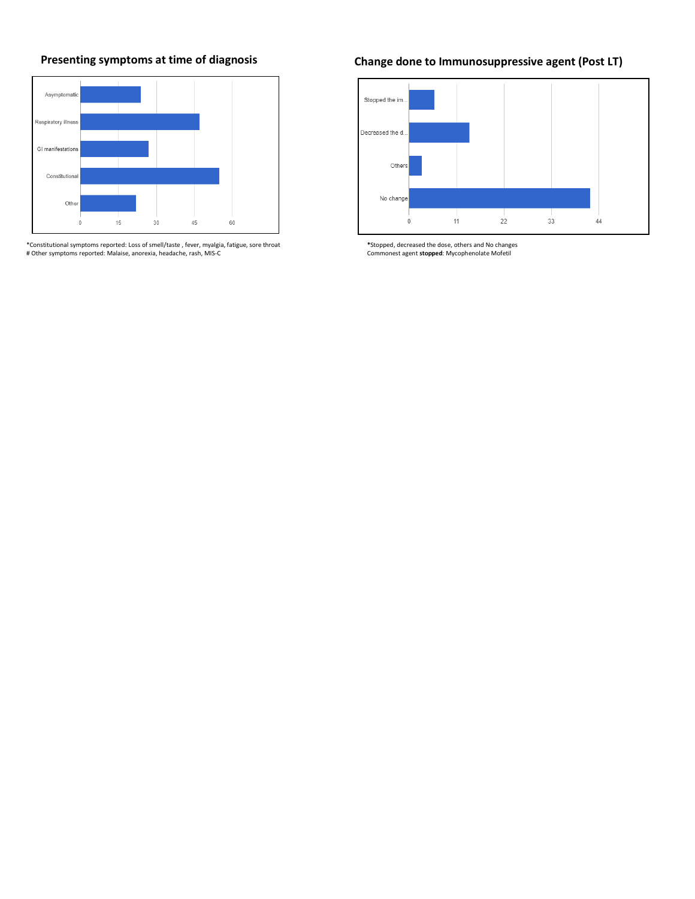## Presenting symptoms at time of diagnosis

Asymptomatic
Respiratory illness
GI manifestations
Constitutional
Other

0 15 30 45 60

*Constitutional symptoms reported: Loss of smell/taste , fever, myalgia, fatigue, sore throat
# Other symptoms reported: Malaise, anorexia, headache, rash, MIS-C

## Change done to Immunosuppressive agent (Post LT)

Stopped the im...
Decreased the d...
Others
No change

0 11 22 33 44

*Stopped, decreased the dose, others and No changes
Commonest agent **stopped**: Mycophenolate Mofetil